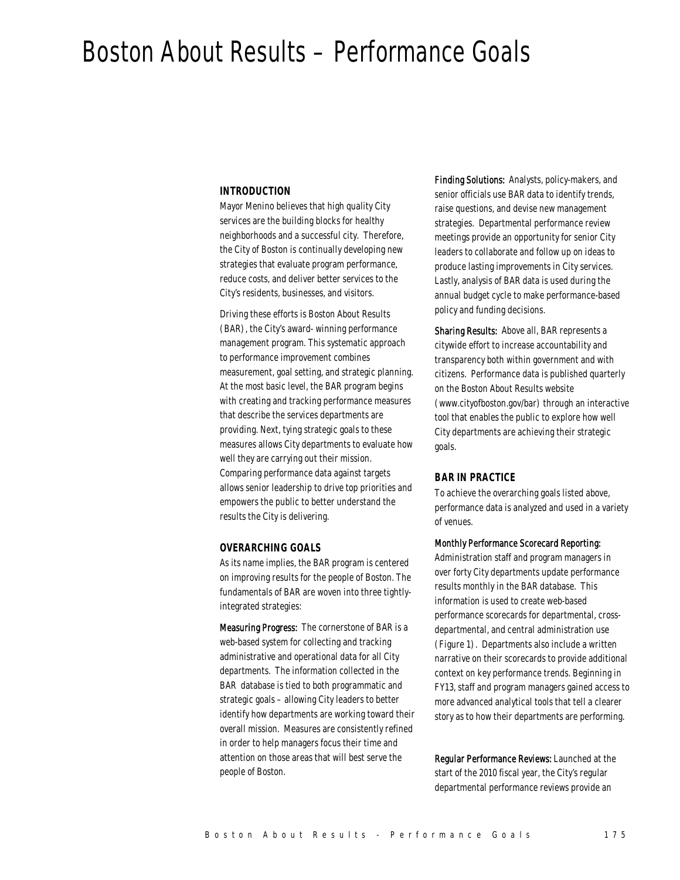# Boston About Results – Performance Goals

## INTRODUCTION

Mayor Menino believes that high quality City services are the building blocks for healthy neighborhoods and a successful city. Therefore, the City of Boston is continually developing new strategies that evaluate program performance, reduce costs, and deliver better services to the City's residents, businesses, and visitors.

Driving these efforts is Boston About Results (BAR), the City's award- winning performance management program. This systematic approach to performance improvement combines measurement, goal setting, and strategic planning. At the most basic level, the BAR program begins with creating and tracking performance measures that describe the services departments are providing. Next, tying strategic goals to these measures allows City departments to evaluate how well they are carrying out their mission. Comparing performance data against targets allows senior leadership to drive top priorities and empowers the public to better understand the results the City is delivering.

## OVERARCHING GOALS

As its name implies, the BAR program is centered on improving results for the people of Boston. The fundamentals of BAR are woven into three tightly-integrated strategies:

Measuring Progress: The cornerstone of BAR is a web-based system for collecting and tracking administrative and operational data for all City departments. The information collected in the BAR database is tied to both programmatic and strategic goals – allowing City leaders to better identify how departments are working toward their overall mission. Measures are consistently refined in order to help managers focus their time and attention on those areas that will best serve the people of Boston.

Finding Solutions: Analysts, policy-makers, and senior officials use BAR data to identify trends, raise questions, and devise new management strategies. Departmental performance review meetings provide an opportunity for senior City leaders to collaborate and follow up on ideas to produce lasting improvements in City services. Lastly, analysis of BAR data is used during the annual budget cycle to make performance-based policy and funding decisions.

Sharing Results: Above all, BAR represents a citywide effort to increase accountability and transparency both within government and with citizens. Performance data is published quarterly on the Boston About Results website (www.cityofboston.gov/bar) through an interactive tool that enables the public to explore how well City departments are achieving their strategic goals.

## BAR IN PRACTICE

To achieve the overarching goals listed above, performance data is analyzed and used in a variety of venues.

Monthly Performance Scorecard Reporting: Administration staff and program managers in over forty City departments update performance results monthly in the BAR database. This information is used to create web-based performance scorecards for departmental, cross-departmental, and central administration use (Figure 1). Departments also include a written narrative on their scorecards to provide additional context on key performance trends. Beginning in FY13, staff and program managers gained access to more advanced analytical tools that tell a clearer story as to how their departments are performing.

Regular Performance Reviews: Launched at the start of the 2010 fiscal year, the City's regular departmental performance reviews provide an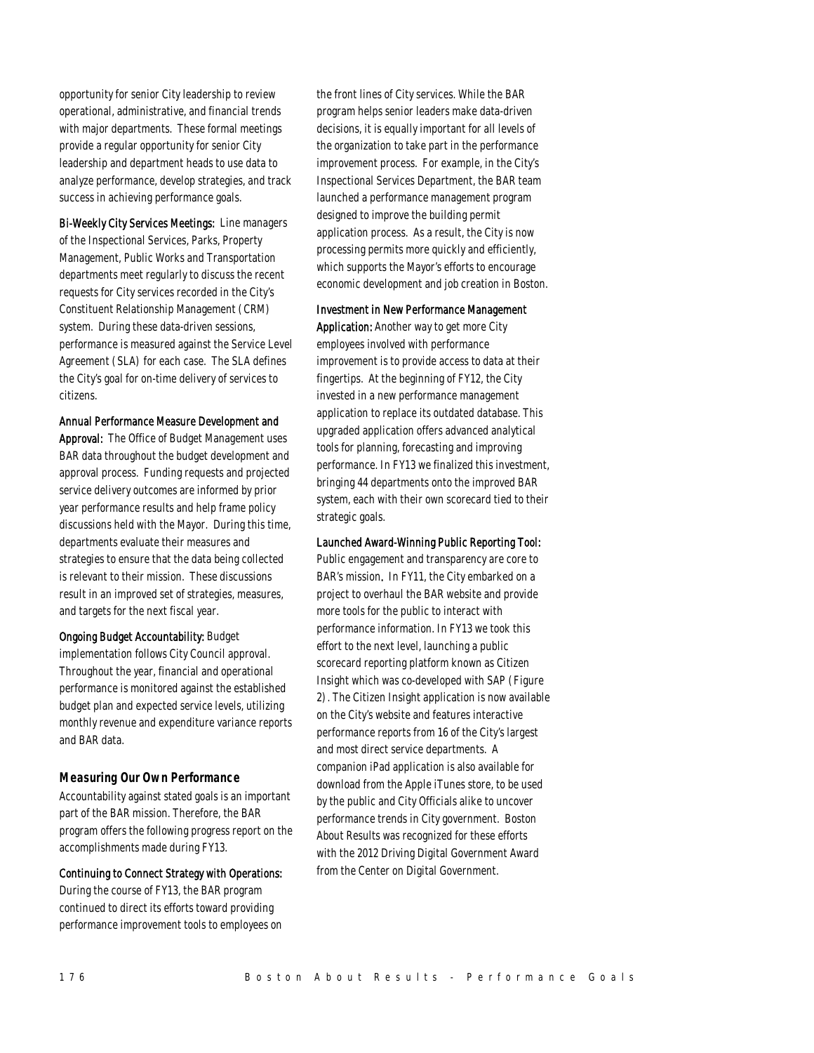opportunity for senior City leadership to review operational, administrative, and financial trends with major departments. These formal meetings provide a regular opportunity for senior City leadership and department heads to use data to analyze performance, develop strategies, and track success in achieving performance goals.

**Bi-Weekly City Services Meetings:** Line managers of the Inspectional Services, Parks, Property Management, Public Works and Transportation departments meet regularly to discuss the recent requests for City services recorded in the City's Constituent Relationship Management (CRM) system. During these data-driven sessions, performance is measured against the Service Level Agreement (SLA) for each case. The SLA defines the City's goal for on-time delivery of services to citizens.

**Annual Performance Measure Development and Approval:** The Office of Budget Management uses BAR data throughout the budget development and approval process. Funding requests and projected service delivery outcomes are informed by prior year performance results and help frame policy discussions held with the Mayor. During this time, departments evaluate their measures and strategies to ensure that the data being collected is relevant to their mission. These discussions result in an improved set of strategies, measures, and targets for the next fiscal year.

**Ongoing Budget Accountability:** Budget implementation follows City Council approval. Throughout the year, financial and operational performance is monitored against the established budget plan and expected service levels, utilizing monthly revenue and expenditure variance reports and BAR data.

### *Measuring Our Own Performance*

Accountability against stated goals is an important part of the BAR mission. Therefore, the BAR program offers the following progress report on the accomplishments made during FY13.

**Continuing to Connect Strategy with Operations:** During the course of FY13, the BAR program continued to direct its efforts toward providing performance improvement tools to employees on the front lines of City services. While the BAR program helps senior leaders make data-driven decisions, it is equally important for all levels of the organization to take part in the performance improvement process. For example, in the City's Inspectional Services Department, the BAR team launched a performance management program designed to improve the building permit application process. As a result, the City is now processing permits more quickly and efficiently, which supports the Mayor's efforts to encourage economic development and job creation in Boston.

**Investment in New Performance Management Application:** Another way to get more City employees involved with performance improvement is to provide access to data at their fingertips. At the beginning of FY12, the City invested in a new performance management application to replace its outdated database. This upgraded application offers advanced analytical tools for planning, forecasting and improving performance. In FY13 we finalized this investment, bringing 44 departments onto the improved BAR system, each with their own scorecard tied to their strategic goals.

**Launched Award-Winning Public Reporting Tool:** Public engagement and transparency are core to BAR's mission. In FY11, the City embarked on a project to overhaul the BAR website and provide more tools for the public to interact with performance information. In FY13 we took this effort to the next level, launching a public scorecard reporting platform known as Citizen Insight which was co-developed with SAP (Figure 2). The Citizen Insight application is now available on the City's website and features interactive performance reports from 16 of the City's largest and most direct service departments. A companion iPad application is also available for download from the Apple iTunes store, to be used by the public and City Officials alike to uncover performance trends in City government. Boston About Results was recognized for these efforts with the 2012 Driving Digital Government Award from the Center on Digital Government.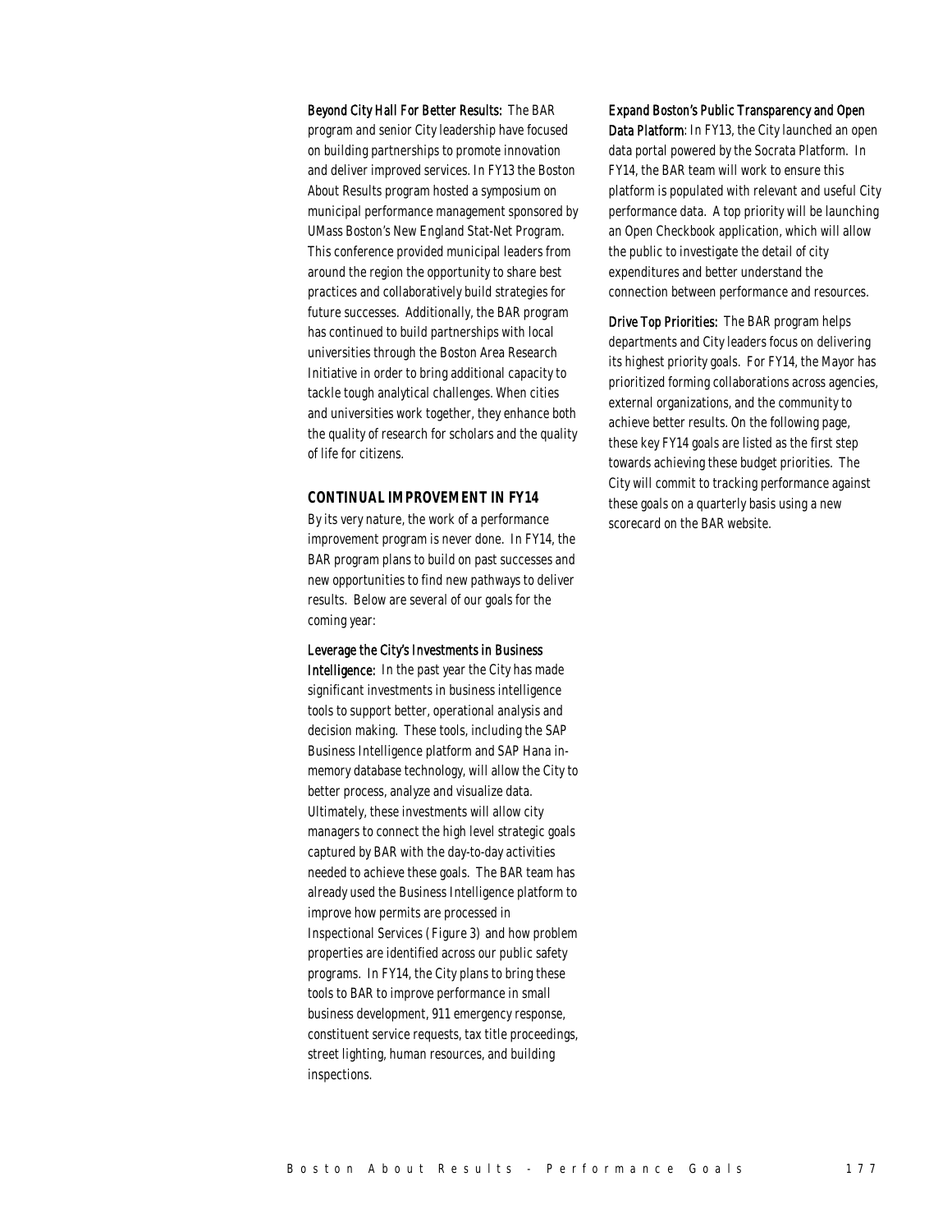**Beyond City Hall For Better Results:** The BAR program and senior City leadership have focused on building partnerships to promote innovation and deliver improved services. In FY13 the Boston About Results program hosted a symposium on municipal performance management sponsored by UMass Boston's New England Stat-Net Program. This conference provided municipal leaders from around the region the opportunity to share best practices and collaboratively build strategies for future successes. Additionally, the BAR program has continued to build partnerships with local universities through the Boston Area Research Initiative in order to bring additional capacity to tackle tough analytical challenges. When cities and universities work together, they enhance both the quality of research for scholars and the quality of life for citizens.

## CONTINUAL IMPROVEMENT IN FY14

By its very nature, the work of a performance improvement program is never done. In FY14, the BAR program plans to build on past successes and new opportunities to find new pathways to deliver results. Below are several of our goals for the coming year:

**Leverage the City's Investments in Business Intelligence:** In the past year the City has made significant investments in business intelligence tools to support better, operational analysis and decision making. These tools, including the SAP Business Intelligence platform and SAP Hana in-memory database technology, will allow the City to better process, analyze and visualize data. Ultimately, these investments will allow city managers to connect the high level strategic goals captured by BAR with the day-to-day activities needed to achieve these goals. The BAR team has already used the Business Intelligence platform to improve how permits are processed in Inspectional Services (Figure 3) and how problem properties are identified across our public safety programs. In FY14, the City plans to bring these tools to BAR to improve performance in small business development, 911 emergency response, constituent service requests, tax title proceedings, street lighting, human resources, and building inspections.

**Expand Boston's Public Transparency and Open Data Platform**: In FY13, the City launched an open data portal powered by the Socrata Platform. In FY14, the BAR team will work to ensure this platform is populated with relevant and useful City performance data. A top priority will be launching an Open Checkbook application, which will allow the public to investigate the detail of city expenditures and better understand the connection between performance and resources.

**Drive Top Priorities:** The BAR program helps departments and City leaders focus on delivering its highest priority goals. For FY14, the Mayor has prioritized forming collaborations across agencies, external organizations, and the community to achieve better results. On the following page, these key FY14 goals are listed as the first step towards achieving these budget priorities. The City will commit to tracking performance against these goals on a quarterly basis using a new scorecard on the BAR website.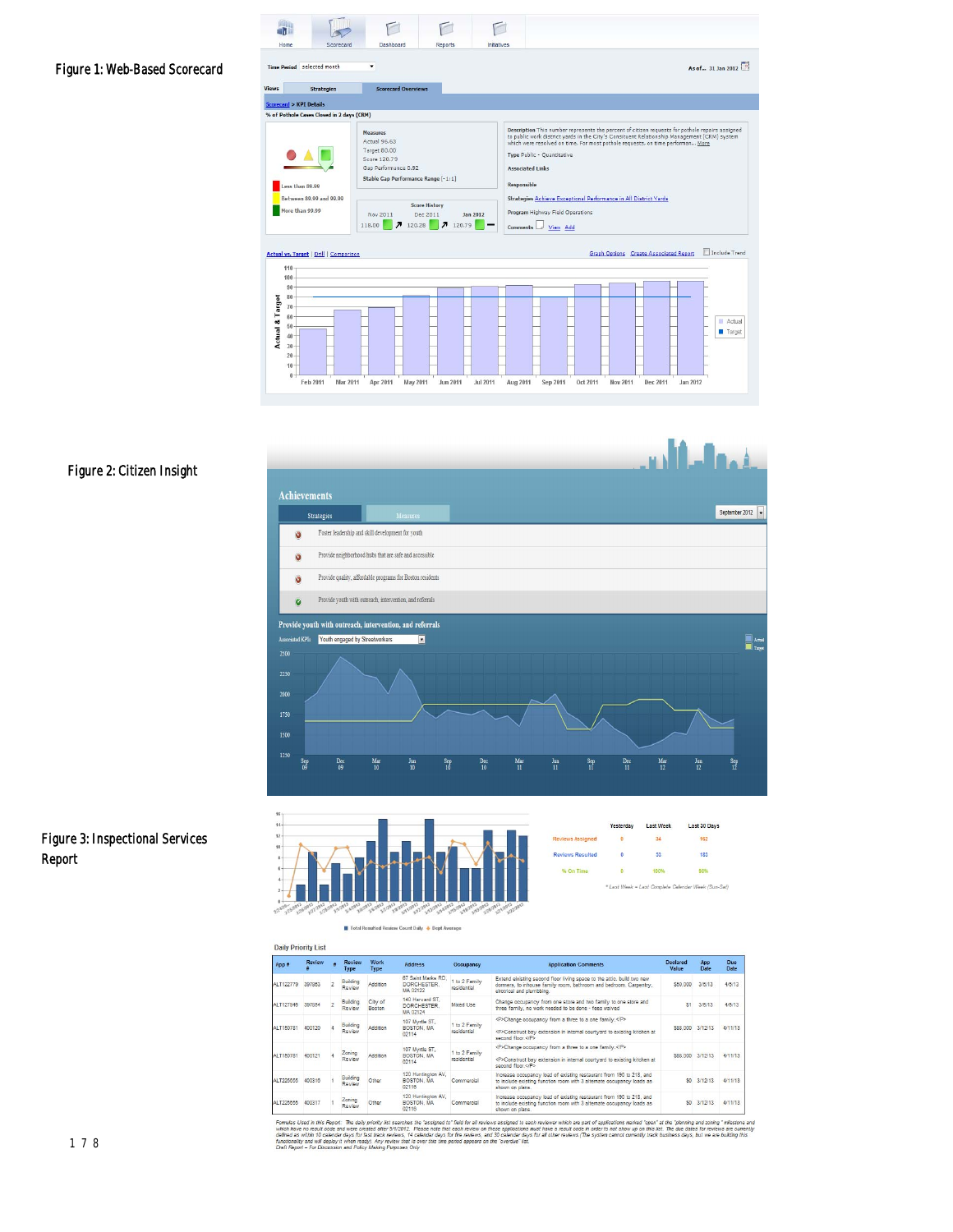Figure 1: Web-Based Scorecard

Home | Scorecard | Dashboard | Reports | Initiatives

Time Period: selected month

As of... 31 Jan 2012

Views | Strategies | Scorecard Overviews

Scorecard > KPI Details

% of Pothole Cases Closed in 2 days (CRM)

Less than 80.00
Between 80.00 and 90.00
More than 90.00

Measures
Actual 96.63
Target 80.00
Score 120.79
Gap Performance 0.92
Stable Gap Performance Range [-1:1]

Score History
Nov 2011 | Dec 2011 | Jan 2012
118.00 | 120.28 | 120.79

Description This number represents the percent of citizen requests for pothole repairs assigned to public work district yards in the City's Constituent Relationship Management (CRM) system which were resolved on time. For most pothole requests, on time performan... More

Type Public - Quantitative

Associated Links

Responsible

Strategies Achieve Exceptional Performance in All District Yards

Program Highway Field Operations

Comments View Add

Actual vs. Target | Drill | Comparison

Graph Options | Create Associated Report | Include Trend

Figure 2: Citizen Insight

Achievements

Strategies | Measures

September 2012

- Foster leadership and skill development for youth
- Provide neighborhood hubs that are safe and accessible
- Provide quality, affordable programs for Boston residents
- Provide youth with outreach, intervention, and referrals

Provide youth with outreach, intervention, and referrals

Associated KPIs: Youth engaged by Streetworkers

Figure 3: Inspectional Services Report

| | Yesterday | Last Week | Last 30 Days |
|---|---|---|---|
| Reviews Assigned | 0 | 34 | 162 |
| Reviews Resulted | 0 | 33 | 183 |
| % On Time | 0 | 100% | 98% |

* Last Week = Last Complete Calendar Week (Sun-Sat)

Total Resulted Review Count Daily | Dept Average

Daily Priority List

| App # | Review | # | Review Type | Work Type | Address | Occupancy | Application Comments | Declared Value | App Date | Due Date |
|---|---|---|---|---|---|---|---|---|---|---|
| ALT122779 | 397863 | 2 | Building Review | Addition | 87 Saint Marks RD, DORCHESTER, MA 02122 | 1 to 2 Family residential | Extend existing second floor living space to the attic, build two new dormers, to inhouse family room, bathroom and bedroom. Carpentry, electrical and plumbing. | $50,000 | 3/5/13 | 4/5/13 |
| ALT127946 | 397864 | 2 | Building Review | City of Boston | 140 Harvard ST, DORCHESTER, MA 02124 | Mixed Use | Change occupancy from one store and two family to one store and three family, no work needed to be done - fees waived | $1 | 3/5/13 | 4/5/13 |
| ALT150781 | 400120 | 4 | Building Review | Addition | 107 Myrtle ST, BOSTON, MA 02114 | 1 to 2 Family residential | <P>Change occupancy from a three to a one family.</P> <P>Construct bay extension in internal courtyard to existing kitchen at second floor.</P> | $88,000 | 3/12/13 | 4/11/13 |
| ALT150781 | 400121 | 4 | Zoning Review | Addition | 107 Myrtle ST, BOSTON, MA 02114 | 1 to 2 Family residential | <P>Change occupancy from a three to a one family.</P> <P>Construct bay extension in internal courtyard to existing kitchen at second floor.</P> | $88,000 | 3/12/13 | 4/11/13 |
| ALT226666 | 400316 | 1 | Building Review | Other | 120 Huntington AV, BOSTON, MA 02116 | Commercial | Increase occupancy load of existing restaurant from 190 to 218, and to include existing function room with 3 alternate occupancy loads as shown on plans. | $0 | 3/12/13 | 4/11/13 |
| ALT226666 | 400317 | 1 | Zoning Review | Other | 120 Huntington AV, BOSTON, MA 02116 | Commercial | Increase occupancy load of existing restaurant from 190 to 218, and to include existing function room with 3 alternate occupancy loads as shown on plans. | $0 | 3/12/13 | 4/11/13 |

*Formulas Used in this Report: The daily priority list searches the "assigned to" field for all reviews assigned to each reviewer which are part of applications marked "open" at the "planning and zoning" milestone and which have no result code and were created after 5/1/2012. Please note that each review on these applications must have a result code in order to not show up on this list. The due dated for reviews are currently defined as within 10 calendar days for fast track reviews, 14 calendar days for fire reviews, and 30 calendar days for all other reviews (The system cannot currently track business days, but we are building this functionality and will deploy it when ready). Any review that is over this time period appears on the "overdue" list.*
*Draft Report – For Discussion and Policy Making Purposes Only*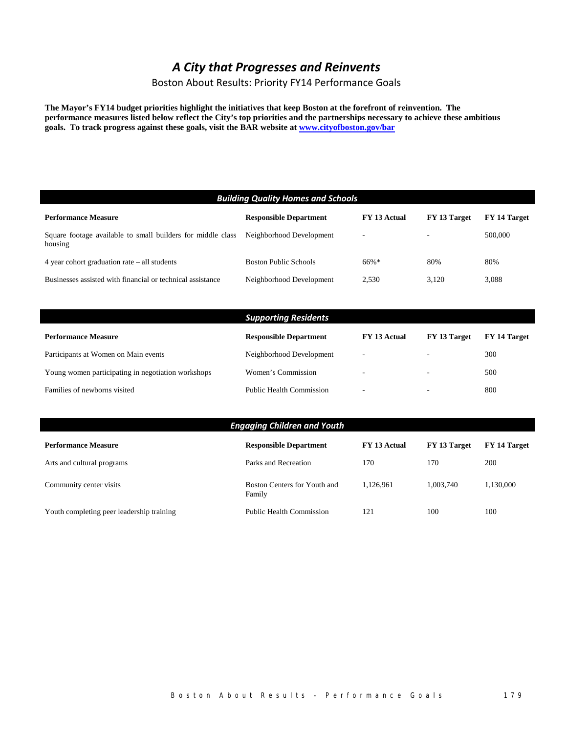# *A City that Progresses and Reinvents*

Boston About Results: Priority FY14 Performance Goals

**The Mayor's FY14 budget priorities highlight the initiatives that keep Boston at the forefront of reinvention. The performance measures listed below reflect the City's top priorities and the partnerships necessary to achieve these ambitious goals. To track progress against these goals, visit the BAR website at [www.cityofboston.gov/bar](www.cityofboston.gov/bar)**

### *Building Quality Homes and Schools*

| Performance Measure | Responsible Department | FY 13 Actual | FY 13 Target | FY 14 Target |
|---|---|---|---|---|
| Square footage available to small builders for middle class housing | Neighborhood Development | - | - | 500,000 |
| 4 year cohort graduation rate – all students | Boston Public Schools | 66%* | 80% | 80% |
| Businesses assisted with financial or technical assistance | Neighborhood Development | 2,530 | 3,120 | 3,088 |

### *Supporting Residents*

| Performance Measure | Responsible Department | FY 13 Actual | FY 13 Target | FY 14 Target |
|---|---|---|---|---|
| Participants at Women on Main events | Neighborhood Development | - | - | 300 |
| Young women participating in negotiation workshops | Women's Commission | - | - | 500 |
| Families of newborns visited | Public Health Commission | - | - | 800 |

### *Engaging Children and Youth*

| Performance Measure | Responsible Department | FY 13 Actual | FY 13 Target | FY 14 Target |
|---|---|---|---|---|
| Arts and cultural programs | Parks and Recreation | 170 | 170 | 200 |
| Community center visits | Boston Centers for Youth and Family | 1,126,961 | 1,003,740 | 1,130,000 |
| Youth completing peer leadership training | Public Health Commission | 121 | 100 | 100 |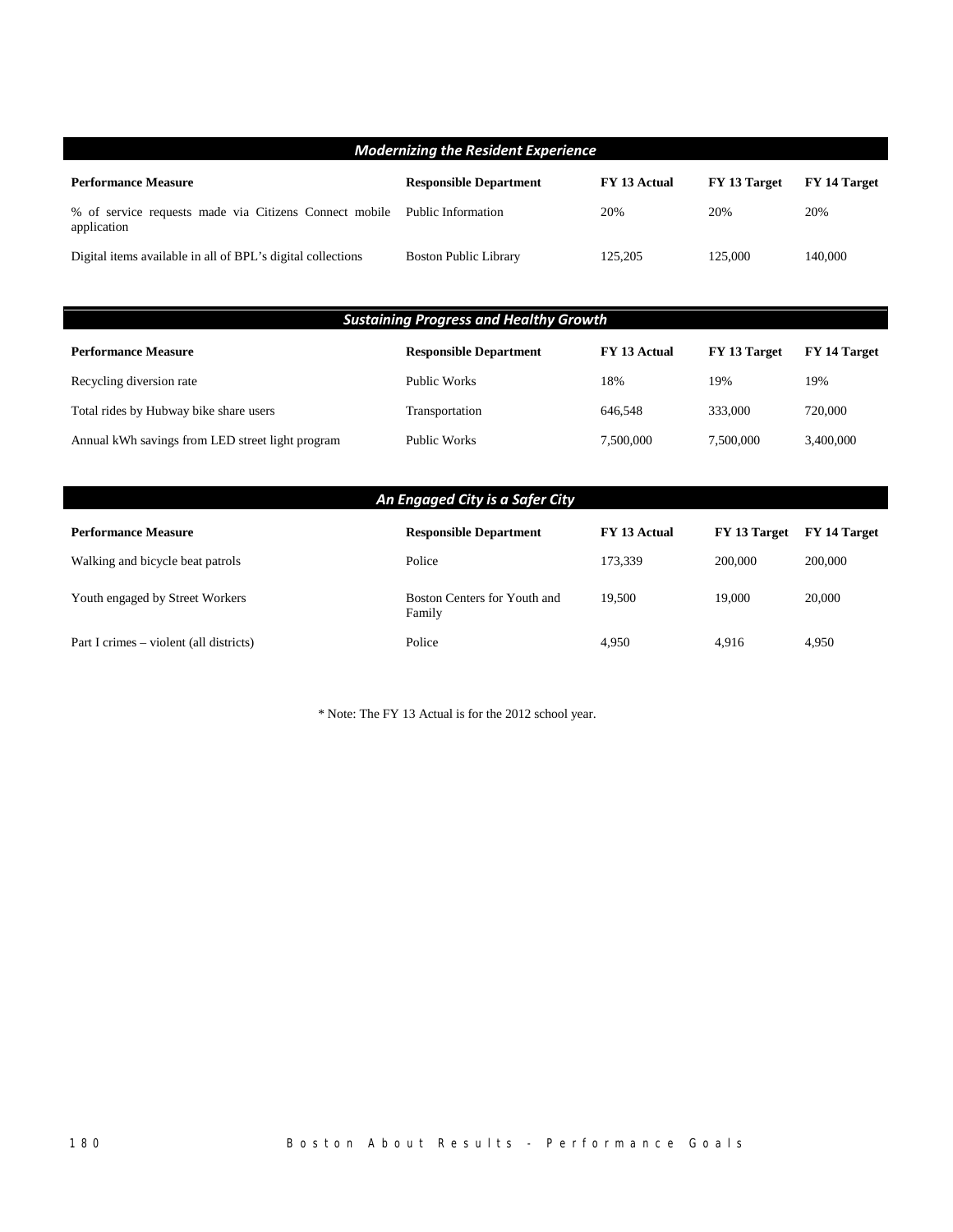### *Modernizing the Resident Experience*

| Performance Measure | Responsible Department | FY 13 Actual | FY 13 Target | FY 14 Target |
|---|---|---|---|---|
| % of service requests made via Citizens Connect mobile application | Public Information | 20% | 20% | 20% |
| Digital items available in all of BPL's digital collections | Boston Public Library | 125,205 | 125,000 | 140,000 |

### *Sustaining Progress and Healthy Growth*

| Performance Measure | Responsible Department | FY 13 Actual | FY 13 Target | FY 14 Target |
|---|---|---|---|---|
| Recycling diversion rate | Public Works | 18% | 19% | 19% |
| Total rides by Hubway bike share users | Transportation | 646,548 | 333,000 | 720,000 |
| Annual kWh savings from LED street light program | Public Works | 7,500,000 | 7,500,000 | 3,400,000 |

### *An Engaged City is a Safer City*

| Performance Measure | Responsible Department | FY 13 Actual | FY 13 Target | FY 14 Target |
|---|---|---|---|---|
| Walking and bicycle beat patrols | Police | 173,339 | 200,000 | 200,000 |
| Youth engaged by Street Workers | Boston Centers for Youth and Family | 19,500 | 19,000 | 20,000 |
| Part I crimes – violent (all districts) | Police | 4,950 | 4,916 | 4,950 |

* Note: The FY 13 Actual is for the 2012 school year.